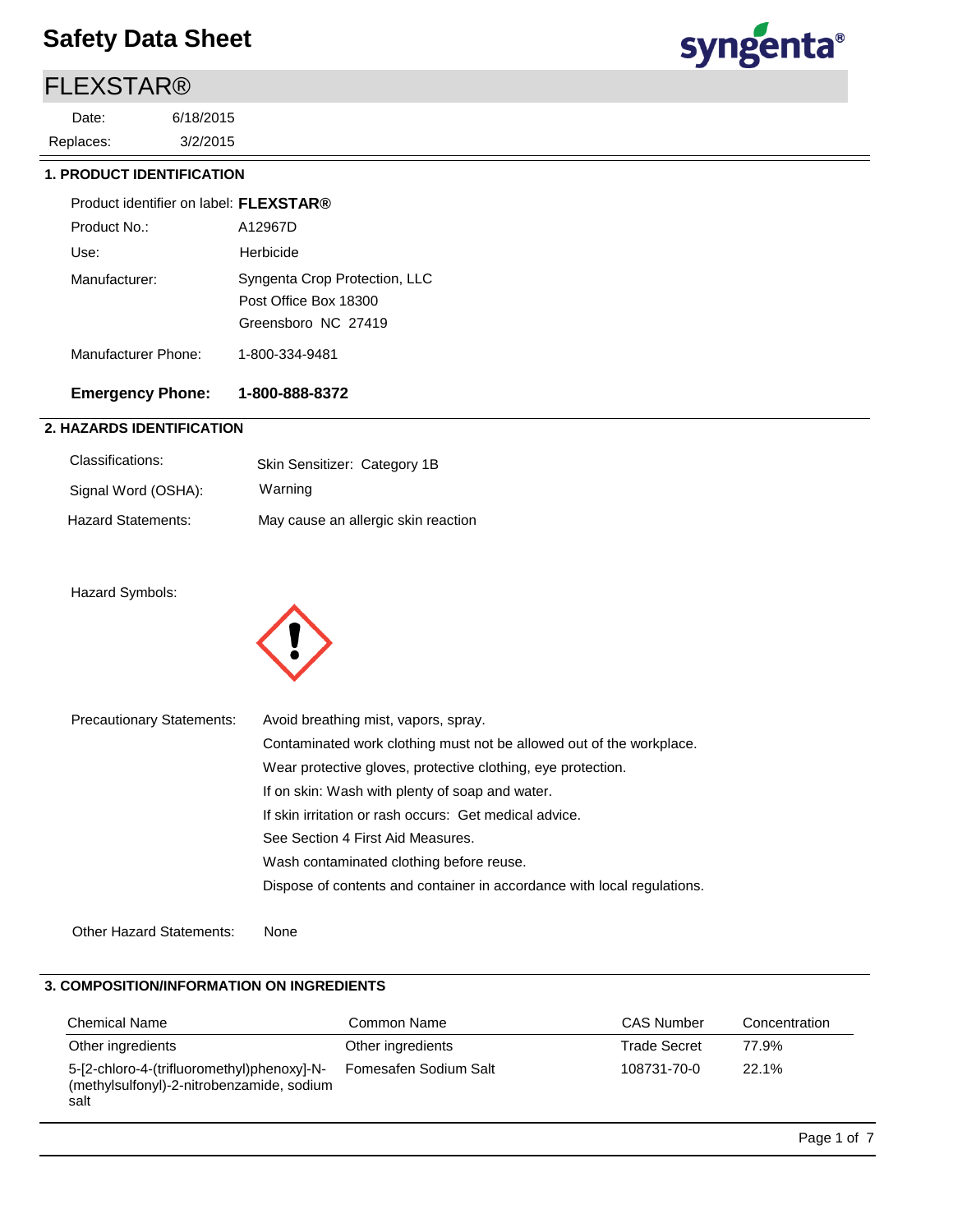# Safety Data Sheet

## FLEXSTAR®

Date: 6/18/2015
Replaces: 3/2/2015

## 1. PRODUCT IDENTIFICATION

| | |
|---|---|
| Product identifier on label: | **FLEXSTAR®** |
| Product No.: | A12967D |
| Use: | Herbicide |
| Manufacturer: | Syngenta Crop Protection, LLC<br>Post Office Box 18300<br>Greensboro NC 27419 |
| Manufacturer Phone: | 1-800-334-9481 |
| **Emergency Phone:** | **1-800-888-8372** |

## 2. HAZARDS IDENTIFICATION

| | |
|---|---|
| Classifications: | Skin Sensitizer: Category 1B |
| Signal Word (OSHA): | Warning |
| Hazard Statements: | May cause an allergic skin reaction |

Hazard Symbols:

Precautionary Statements:
- Avoid breathing mist, vapors, spray.
- Contaminated work clothing must not be allowed out of the workplace.
- Wear protective gloves, protective clothing, eye protection.
- If on skin: Wash with plenty of soap and water.
- If skin irritation or rash occurs: Get medical advice.
- See Section 4 First Aid Measures.
- Wash contaminated clothing before reuse.
- Dispose of contents and container in accordance with local regulations.

Other Hazard Statements: None

## 3. COMPOSITION/INFORMATION ON INGREDIENTS

| Chemical Name | Common Name | CAS Number | Concentration |
|---|---|---|---|
| Other ingredients | Other ingredients | Trade Secret | 77.9% |
| 5-[2-chloro-4-(trifluoromethyl)phenoxy]-N-(methylsulfonyl)-2-nitrobenzamide, sodium salt | Fomesafen Sodium Salt | 108731-70-0 | 22.1% |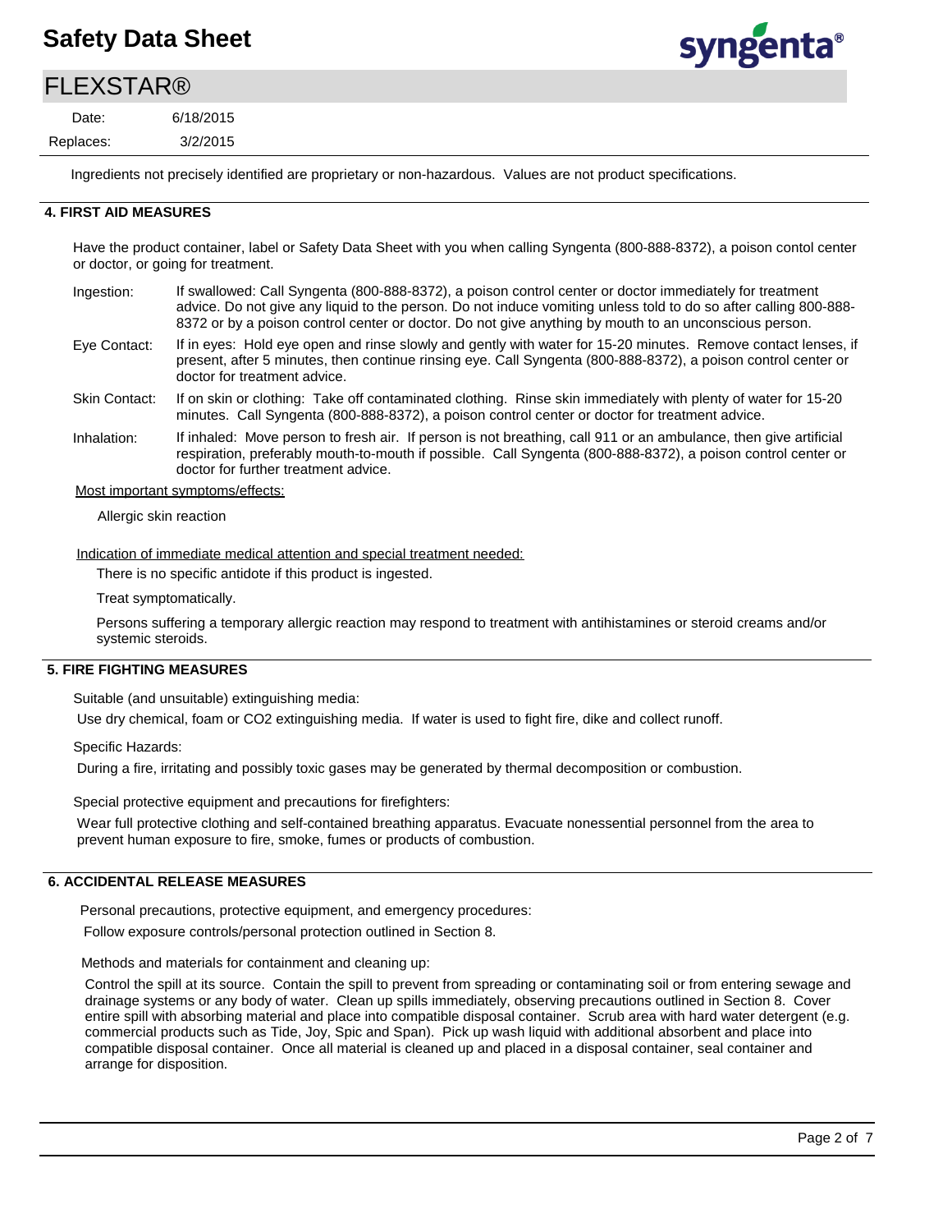Ingredients not precisely identified are proprietary or non-hazardous. Values are not product specifications.

## 4. FIRST AID MEASURES

Have the product container, label or Safety Data Sheet with you when calling Syngenta (800-888-8372), a poison contol center or doctor, or going for treatment.

Ingestion: If swallowed: Call Syngenta (800-888-8372), a poison control center or doctor immediately for treatment advice. Do not give any liquid to the person. Do not induce vomiting unless told to do so after calling 800-888-8372 or by a poison control center or doctor. Do not give anything by mouth to an unconscious person.

Eye Contact: If in eyes: Hold eye open and rinse slowly and gently with water for 15-20 minutes. Remove contact lenses, if present, after 5 minutes, then continue rinsing eye. Call Syngenta (800-888-8372), a poison control center or doctor for treatment advice.

Skin Contact: If on skin or clothing: Take off contaminated clothing. Rinse skin immediately with plenty of water for 15-20 minutes. Call Syngenta (800-888-8372), a poison control center or doctor for treatment advice.

Inhalation: If inhaled: Move person to fresh air. If person is not breathing, call 911 or an ambulance, then give artificial respiration, preferably mouth-to-mouth if possible. Call Syngenta (800-888-8372), a poison control center or doctor for further treatment advice.

Most important symptoms/effects:

Allergic skin reaction

Indication of immediate medical attention and special treatment needed:

There is no specific antidote if this product is ingested.

Treat symptomatically.

Persons suffering a temporary allergic reaction may respond to treatment with antihistamines or steroid creams and/or systemic steroids.

## 5. FIRE FIGHTING MEASURES

Suitable (and unsuitable) extinguishing media:

Use dry chemical, foam or CO2 extinguishing media. If water is used to fight fire, dike and collect runoff.

Specific Hazards:

During a fire, irritating and possibly toxic gases may be generated by thermal decomposition or combustion.

Special protective equipment and precautions for firefighters:

Wear full protective clothing and self-contained breathing apparatus. Evacuate nonessential personnel from the area to prevent human exposure to fire, smoke, fumes or products of combustion.

## 6. ACCIDENTAL RELEASE MEASURES

Personal precautions, protective equipment, and emergency procedures:

Follow exposure controls/personal protection outlined in Section 8.

Methods and materials for containment and cleaning up:

Control the spill at its source. Contain the spill to prevent from spreading or contaminating soil or from entering sewage and drainage systems or any body of water. Clean up spills immediately, observing precautions outlined in Section 8. Cover entire spill with absorbing material and place into compatible disposal container. Scrub area with hard water detergent (e.g. commercial products such as Tide, Joy, Spic and Span). Pick up wash liquid with additional absorbent and place into compatible disposal container. Once all material is cleaned up and placed in a disposal container, seal container and arrange for disposition.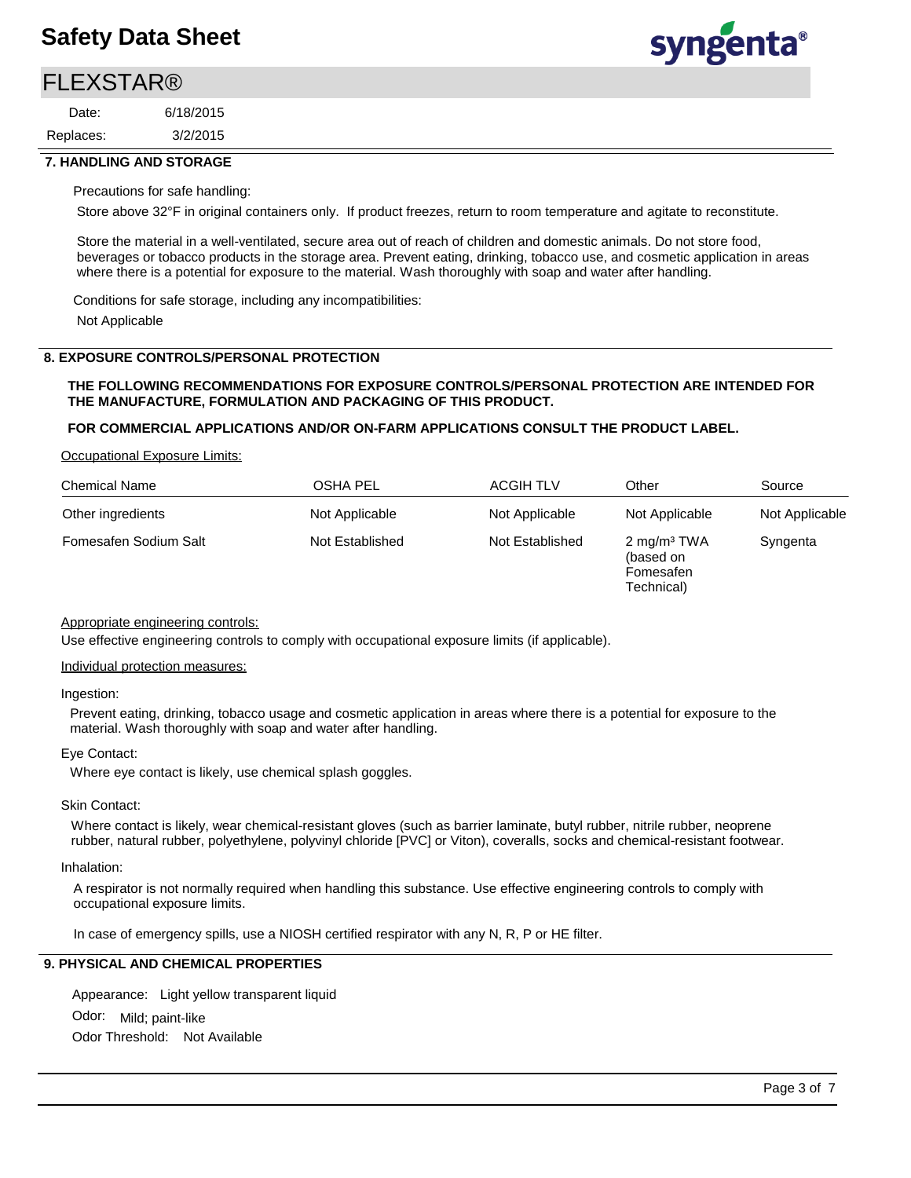## 7. HANDLING AND STORAGE

Precautions for safe handling:

Store above 32°F in original containers only. If product freezes, return to room temperature and agitate to reconstitute.

Store the material in a well-ventilated, secure area out of reach of children and domestic animals. Do not store food, beverages or tobacco products in the storage area. Prevent eating, drinking, tobacco use, and cosmetic application in areas where there is a potential for exposure to the material. Wash thoroughly with soap and water after handling.

Conditions for safe storage, including any incompatibilities:

Not Applicable

## 8. EXPOSURE CONTROLS/PERSONAL PROTECTION

**THE FOLLOWING RECOMMENDATIONS FOR EXPOSURE CONTROLS/PERSONAL PROTECTION ARE INTENDED FOR THE MANUFACTURE, FORMULATION AND PACKAGING OF THIS PRODUCT.**

**FOR COMMERCIAL APPLICATIONS AND/OR ON-FARM APPLICATIONS CONSULT THE PRODUCT LABEL.**

Occupational Exposure Limits:

| Chemical Name | OSHA PEL | ACGIH TLV | Other | Source |
|---|---|---|---|---|
| Other ingredients | Not Applicable | Not Applicable | Not Applicable | Not Applicable |
| Fomesafen Sodium Salt | Not Established | Not Established | 2 $mg/m^3$ TWA (based on Fomesafen Technical) | Syngenta |

Appropriate engineering controls:

Use effective engineering controls to comply with occupational exposure limits (if applicable).

Individual protection measures:

Ingestion:

Prevent eating, drinking, tobacco usage and cosmetic application in areas where there is a potential for exposure to the material. Wash thoroughly with soap and water after handling.

Eye Contact:

Where eye contact is likely, use chemical splash goggles.

Skin Contact:

Where contact is likely, wear chemical-resistant gloves (such as barrier laminate, butyl rubber, nitrile rubber, neoprene rubber, natural rubber, polyethylene, polyvinyl chloride [PVC] or Viton), coveralls, socks and chemical-resistant footwear.

Inhalation:

A respirator is not normally required when handling this substance. Use effective engineering controls to comply with occupational exposure limits.

In case of emergency spills, use a NIOSH certified respirator with any N, R, P or HE filter.

## 9. PHYSICAL AND CHEMICAL PROPERTIES

Appearance: Light yellow transparent liquid

Odor: Mild; paint-like

Odor Threshold: Not Available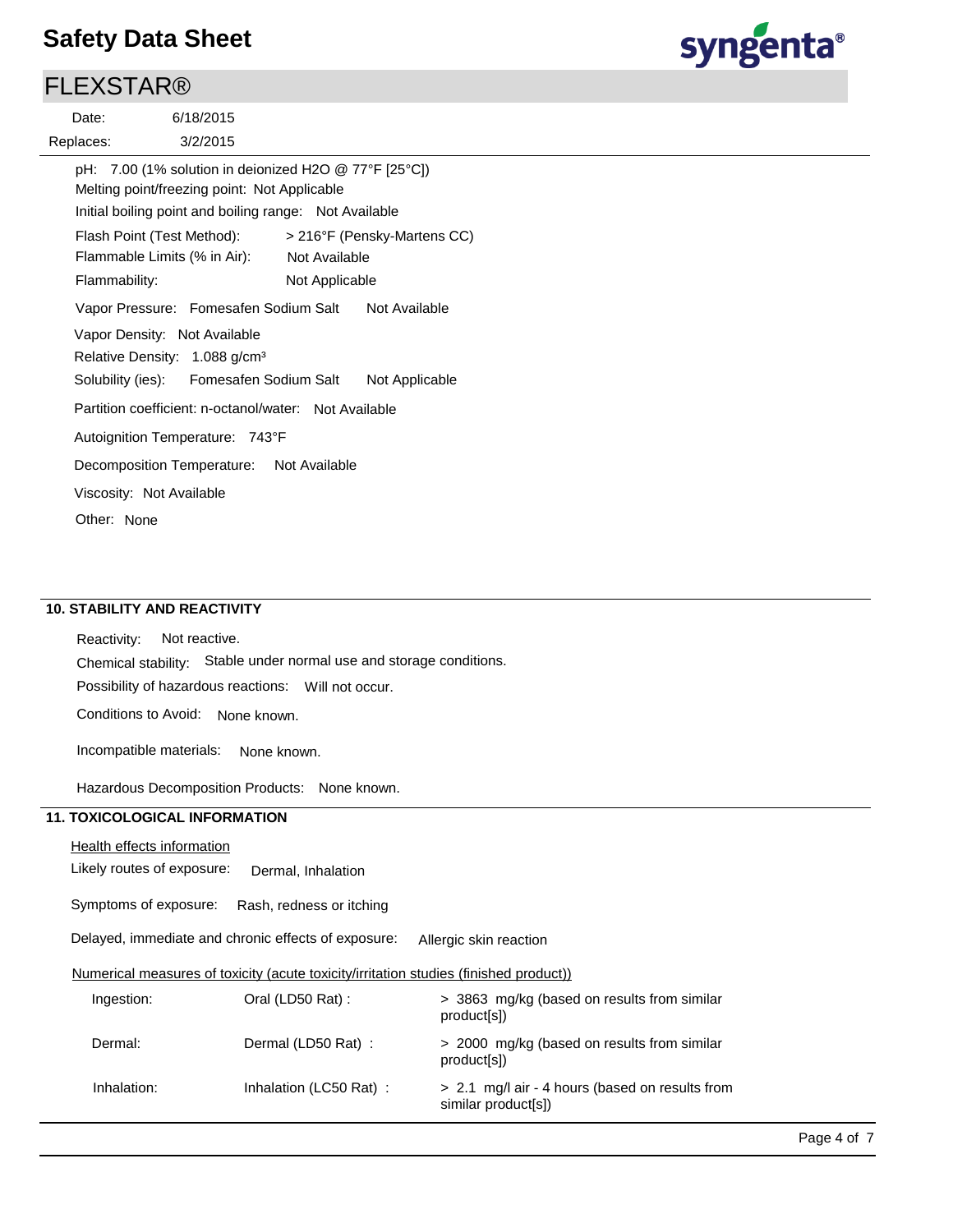pH: 7.00 (1% solution in deionized $H_2O$ @ 77°F [25°C])

Melting point/freezing point: Not Applicable

Initial boiling point and boiling range: Not Available

Flash Point (Test Method): > 216°F (Pensky-Martens CC)

Flammable Limits (% in Air): Not Available

Flammability: Not Applicable

Vapor Pressure: Fomesafen Sodium Salt Not Available

Vapor Density: Not Available

Relative Density: 1.088 g/cm³

Solubility (ies): Fomesafen Sodium Salt Not Applicable

Partition coefficient: n-octanol/water: Not Available

Autoignition Temperature: 743°F

Decomposition Temperature: Not Available

Viscosity: Not Available

Other: None

## 10. STABILITY AND REACTIVITY

Reactivity: Not reactive.

Chemical stability: Stable under normal use and storage conditions.

Possibility of hazardous reactions: Will not occur.

Conditions to Avoid: None known.

Incompatible materials: None known.

Hazardous Decomposition Products: None known.

## 11. TOXICOLOGICAL INFORMATION

Health effects information

Likely routes of exposure: Dermal, Inhalation

Symptoms of exposure: Rash, redness or itching

Delayed, immediate and chronic effects of exposure: Allergic skin reaction

Numerical measures of toxicity (acute toxicity/irritation studies (finished product))

| | | |
|---|---|---|
| Ingestion: | Oral (LD50 Rat) : | > 3863 mg/kg (based on results from similar product[s]) |
| Dermal: | Dermal (LD50 Rat) : | > 2000 mg/kg (based on results from similar product[s]) |
| Inhalation: | Inhalation (LC50 Rat) : | > 2.1 mg/l air - 4 hours (based on results from similar product[s]) |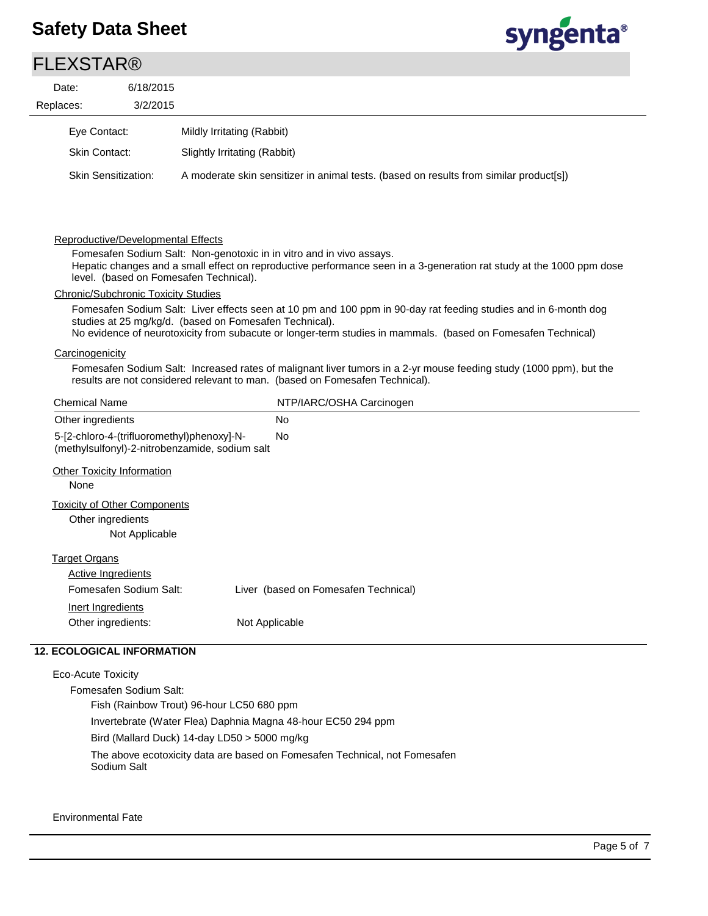| | |
|---|---|
| Eye Contact: | Mildly Irritating (Rabbit) |
| Skin Contact: | Slightly Irritating (Rabbit) |
| Skin Sensitization: | A moderate skin sensitizer in animal tests. (based on results from similar product[s]) |

Reproductive/Developmental Effects

Fomesafen Sodium Salt: Non-genotoxic in in vitro and in vivo assays.
Hepatic changes and a small effect on reproductive performance seen in a 3-generation rat study at the 1000 ppm dose level. (based on Fomesafen Technical).

Chronic/Subchronic Toxicity Studies

Fomesafen Sodium Salt: Liver effects seen at 10 pm and 100 ppm in 90-day rat feeding studies and in 6-month dog studies at 25 mg/kg/d. (based on Fomesafen Technical).
No evidence of neurotoxicity from subacute or longer-term studies in mammals. (based on Fomesafen Technical)

Carcinogenicity

Fomesafen Sodium Salt: Increased rates of malignant liver tumors in a 2-yr mouse feeding study (1000 ppm), but the results are not considered relevant to man. (based on Fomesafen Technical).

| Chemical Name | NTP/IARC/OSHA Carcinogen |
|---|---|
| Other ingredients | No |
| 5-[2-chloro-4-(trifluoromethyl)phenoxy]-N-(methylsulfonyl)-2-nitrobenzamide, sodium salt | No |

Other Toxicity Information

None

Toxicity of Other Components

Other ingredients

Not Applicable

Target Organs

Active Ingredients

| | |
|---|---|
| Fomesafen Sodium Salt: | Liver (based on Fomesafen Technical) |

Inert Ingredients

| | |
|---|---|
| Other ingredients: | Not Applicable |

## 12. ECOLOGICAL INFORMATION

Eco-Acute Toxicity

Fomesafen Sodium Salt:

Fish (Rainbow Trout) 96-hour LC50 680 ppm

Invertebrate (Water Flea) Daphnia Magna 48-hour EC50 294 ppm

Bird (Mallard Duck) 14-day LD50 > 5000 mg/kg

The above ecotoxicity data are based on Fomesafen Technical, not Fomesafen Sodium Salt

Environmental Fate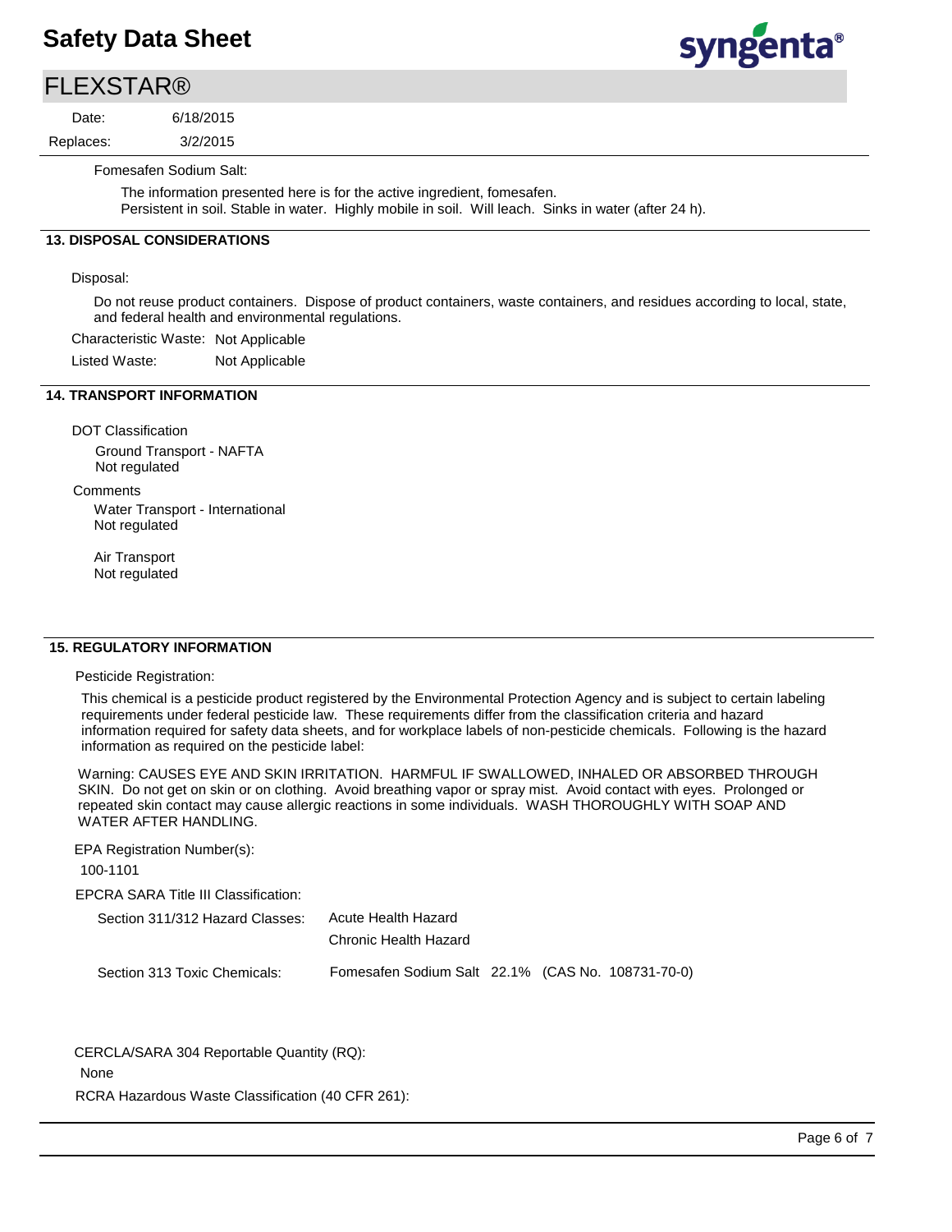Fomesafen Sodium Salt:

The information presented here is for the active ingredient, fomesafen.
Persistent in soil. Stable in water. Highly mobile in soil. Will leach. Sinks in water (after 24 h).

## 13. DISPOSAL CONSIDERATIONS

Disposal:

Do not reuse product containers. Dispose of product containers, waste containers, and residues according to local, state, and federal health and environmental regulations.

Characteristic Waste: Not Applicable

Listed Waste: Not Applicable

## 14. TRANSPORT INFORMATION

DOT Classification

Ground Transport - NAFTA
Not regulated

Comments

Water Transport - International
Not regulated

Air Transport
Not regulated

## 15. REGULATORY INFORMATION

Pesticide Registration:

This chemical is a pesticide product registered by the Environmental Protection Agency and is subject to certain labeling requirements under federal pesticide law. These requirements differ from the classification criteria and hazard information required for safety data sheets, and for workplace labels of non-pesticide chemicals. Following is the hazard information as required on the pesticide label:

Warning: CAUSES EYE AND SKIN IRRITATION. HARMFUL IF SWALLOWED, INHALED OR ABSORBED THROUGH SKIN. Do not get on skin or on clothing. Avoid breathing vapor or spray mist. Avoid contact with eyes. Prolonged or repeated skin contact may cause allergic reactions in some individuals. WASH THOROUGHLY WITH SOAP AND WATER AFTER HANDLING.

EPA Registration Number(s):

100-1101

EPCRA SARA Title III Classification:

Section 311/312 Hazard Classes: Acute Health Hazard
Chronic Health Hazard

Section 313 Toxic Chemicals: Fomesafen Sodium Salt 22.1% (CAS No. 108731-70-0)

CERCLA/SARA 304 Reportable Quantity (RQ):

None

RCRA Hazardous Waste Classification (40 CFR 261):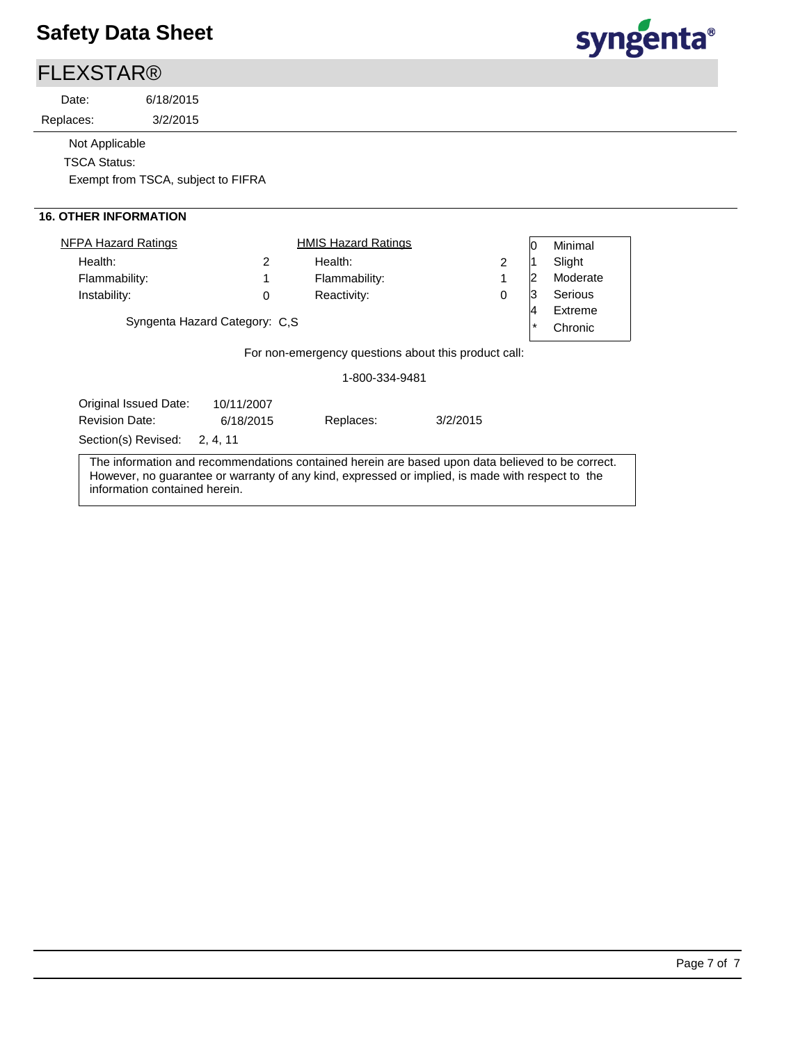Not Applicable

TSCA Status:

Exempt from TSCA, subject to FIFRA

## 16. OTHER INFORMATION

| NFPA Hazard Ratings | | HMIS Hazard Ratings | | | |
|---|---|---|---|---|---|
| Health: | 2 | Health: | 2 | 0 | Minimal |
| Flammability: | 1 | Flammability: | 1 | 1 | Slight |
| Instability: | 0 | Reactivity: | 0 | 2 | Moderate |
| | | | | 3 | Serious |
| | | | | 4 | Extreme |
| | | | | * | Chronic |

Syngenta Hazard Category: C,S

For non-emergency questions about this product call:

1-800-334-9481

Original Issued Date: 10/11/2007

Revision Date: 6/18/2015 Replaces: 3/2/2015

Section(s) Revised: 2, 4, 11

The information and recommendations contained herein are based upon data believed to be correct. However, no guarantee or warranty of any kind, expressed or implied, is made with respect to the information contained herein.